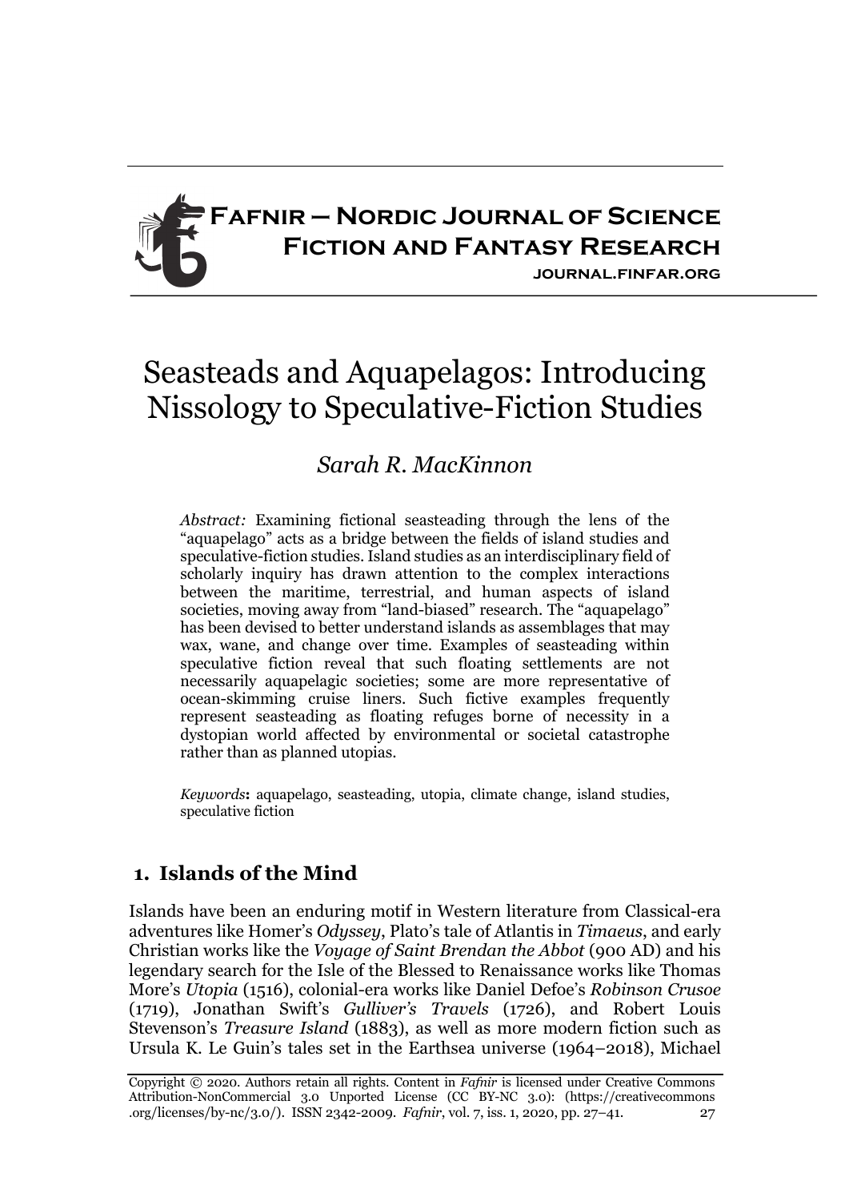# Seasteads and Aquapelagos: Introducing Nissology to Speculative-Fiction Studies

*Sarah R. MacKinnon*

*Abstract:* Examining fictional seasteading through the lens of the "aquapelago" acts as a bridge between the fields of island studies and speculative-fiction studies. Island studies as an interdisciplinary field of scholarly inquiry has drawn attention to the complex interactions between the maritime, terrestrial, and human aspects of island societies, moving away from "land-biased" research. The "aquapelago" has been devised to better understand islands as assemblages that may wax, wane, and change over time. Examples of seasteading within speculative fiction reveal that such floating settlements are not necessarily aquapelagic societies; some are more representative of ocean-skimming cruise liners. Such fictive examples frequently represent seasteading as floating refuges borne of necessity in a dystopian world affected by environmental or societal catastrophe rather than as planned utopias.

*Keywords*: aquapelago, seasteading, utopia, climate change, island studies, speculative fiction

## 1. Islands of the Mind

Islands have been an enduring motif in Western literature from Classical-era adventures like Homer's *Odyssey*, Plato's tale of Atlantis in *Timaeus*, and early Christian works like the *Voyage of Saint Brendan the Abbot* (900 AD) and his legendary search for the Isle of the Blessed to Renaissance works like Thomas More's *Utopia* (1516), colonial-era works like Daniel Defoe's *Robinson Crusoe* (1719), Jonathan Swift's *Gulliver's Travels* (1726), and Robert Louis Stevenson's *Treasure Island* (1883), as well as more modern fiction such as Ursula K. Le Guin's tales set in the Earthsea universe (1964–2018), Michael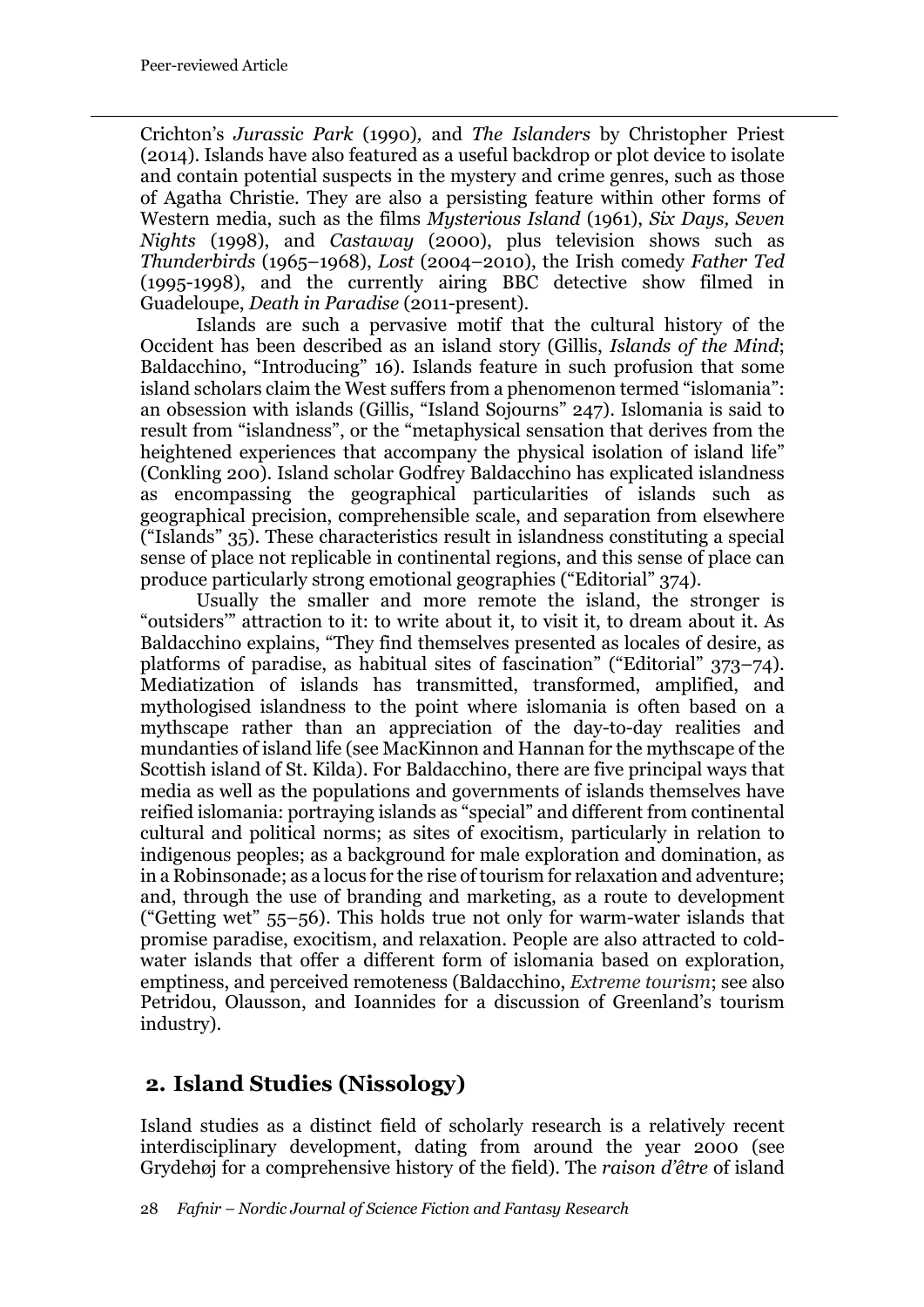Crichton's *Jurassic Park* (1990), and *The Islanders* by Christopher Priest (2014). Islands have also featured as a useful backdrop or plot device to isolate and contain potential suspects in the mystery and crime genres, such as those of Agatha Christie. They are also a persisting feature within other forms of Western media, such as the films *Mysterious Island* (1961), *Six Days, Seven Nights* (1998), and *Castaway* (2000), plus television shows such as *Thunderbirds* (1965–1968), *Lost* (2004–2010), the Irish comedy *Father Ted* (1995-1998), and the currently airing BBC detective show filmed in Guadeloupe, *Death in Paradise* (2011-present).

Islands are such a pervasive motif that the cultural history of the Occident has been described as an island story (Gillis, *Islands of the Mind*; Baldacchino, "Introducing" 16). Islands feature in such profusion that some island scholars claim the West suffers from a phenomenon termed "islomania": an obsession with islands (Gillis, "Island Sojourns" 247). Islomania is said to result from "islandness", or the "metaphysical sensation that derives from the heightened experiences that accompany the physical isolation of island life" (Conkling 200). Island scholar Godfrey Baldacchino has explicated islandness as encompassing the geographical particularities of islands such as geographical precision, comprehensible scale, and separation from elsewhere ("Islands" 35). These characteristics result in islandness constituting a special sense of place not replicable in continental regions, and this sense of place can produce particularly strong emotional geographies ("Editorial" 374).

Usually the smaller and more remote the island, the stronger is "outsiders'" attraction to it: to write about it, to visit it, to dream about it. As Baldacchino explains, "They find themselves presented as locales of desire, as platforms of paradise, as habitual sites of fascination" ("Editorial" 373–74). Mediatization of islands has transmitted, transformed, amplified, and mythologised islandness to the point where islomania is often based on a mythscape rather than an appreciation of the day-to-day realities and mundanties of island life (see MacKinnon and Hannan for the mythscape of the Scottish island of St. Kilda). For Baldacchino, there are five principal ways that media as well as the populations and governments of islands themselves have reified islomania: portraying islands as "special" and different from continental cultural and political norms; as sites of exocitism, particularly in relation to indigenous peoples; as a background for male exploration and domination, as in a Robinsonade; as a locus for the rise of tourism for relaxation and adventure; and, through the use of branding and marketing, as a route to development ("Getting wet" 55–56). This holds true not only for warm-water islands that promise paradise, exocitism, and relaxation. People are also attracted to cold-water islands that offer a different form of islomania based on exploration, emptiness, and perceived remoteness (Baldacchino, *Extreme tourism*; see also Petridou, Olausson, and Ioannides for a discussion of Greenland's tourism industry).

## 2. Island Studies (Nissology)

Island studies as a distinct field of scholarly research is a relatively recent interdisciplinary development, dating from around the year 2000 (see Grydehøj for a comprehensive history of the field). The *raison d'être* of island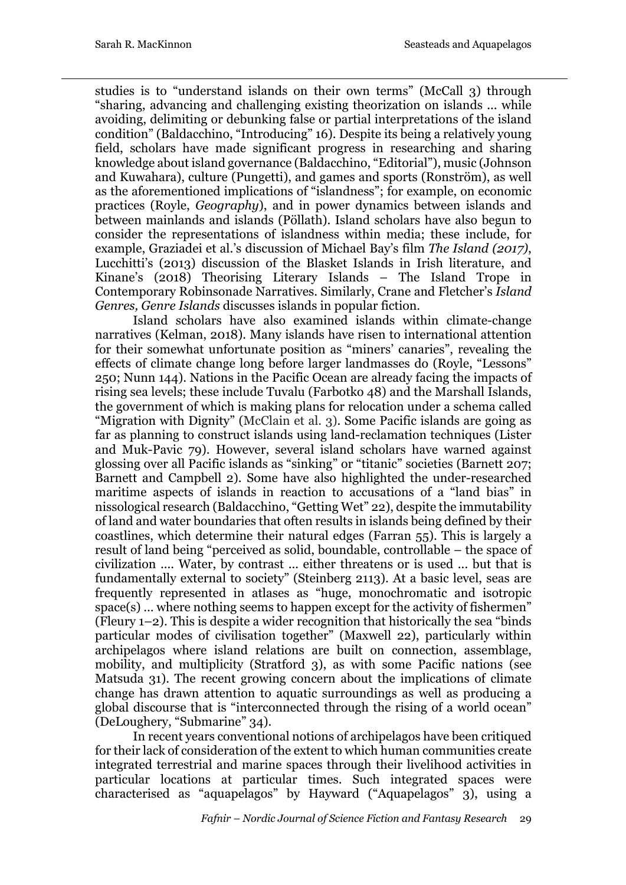studies is to "understand islands on their own terms" (McCall 3) through "sharing, advancing and challenging existing theorization on islands … while avoiding, delimiting or debunking false or partial interpretations of the island condition" (Baldacchino, "Introducing" 16). Despite its being a relatively young field, scholars have made significant progress in researching and sharing knowledge about island governance (Baldacchino, "Editorial"), music (Johnson and Kuwahara), culture (Pungetti), and games and sports (Ronström), as well as the aforementioned implications of "islandness"; for example, on economic practices (Royle, *Geography*), and in power dynamics between islands and between mainlands and islands (Pöllath). Island scholars have also begun to consider the representations of islandness within media; these include, for example, Graziadei et al.'s discussion of Michael Bay's film *The Island (2017)*, Lucchitti's (2013) discussion of the Blasket Islands in Irish literature, and Kinane's (2018) Theorising Literary Islands – The Island Trope in Contemporary Robinsonade Narratives. Similarly, Crane and Fletcher's *Island Genres, Genre Islands* discusses islands in popular fiction.

Island scholars have also examined islands within climate-change narratives (Kelman, 2018). Many islands have risen to international attention for their somewhat unfortunate position as "miners' canaries", revealing the effects of climate change long before larger landmasses do (Royle, "Lessons" 250; Nunn 144). Nations in the Pacific Ocean are already facing the impacts of rising sea levels; these include Tuvalu (Farbotko 48) and the Marshall Islands, the government of which is making plans for relocation under a schema called "Migration with Dignity" (McClain et al. 3). Some Pacific islands are going as far as planning to construct islands using land-reclamation techniques (Lister and Muk-Pavic 79). However, several island scholars have warned against glossing over all Pacific islands as "sinking" or "titanic" societies (Barnett 207; Barnett and Campbell 2). Some have also highlighted the under-researched maritime aspects of islands in reaction to accusations of a "land bias" in nissological research (Baldacchino, "Getting Wet" 22), despite the immutability of land and water boundaries that often results in islands being defined by their coastlines, which determine their natural edges (Farran 55). This is largely a result of land being "perceived as solid, boundable, controllable – the space of civilization …. Water, by contrast … either threatens or is used … but that is fundamentally external to society" (Steinberg 2113). At a basic level, seas are frequently represented in atlases as "huge, monochromatic and isotropic space(s) … where nothing seems to happen except for the activity of fishermen" (Fleury 1–2). This is despite a wider recognition that historically the sea "binds particular modes of civilisation together" (Maxwell 22), particularly within archipelagos where island relations are built on connection, assemblage, mobility, and multiplicity (Stratford 3), as with some Pacific nations (see Matsuda 31). The recent growing concern about the implications of climate change has drawn attention to aquatic surroundings as well as producing a global discourse that is "interconnected through the rising of a world ocean" (DeLoughery, "Submarine" 34).

In recent years conventional notions of archipelagos have been critiqued for their lack of consideration of the extent to which human communities create integrated terrestrial and marine spaces through their livelihood activities in particular locations at particular times. Such integrated spaces were characterised as "aquapelagos" by Hayward ("Aquapelagos" 3), using a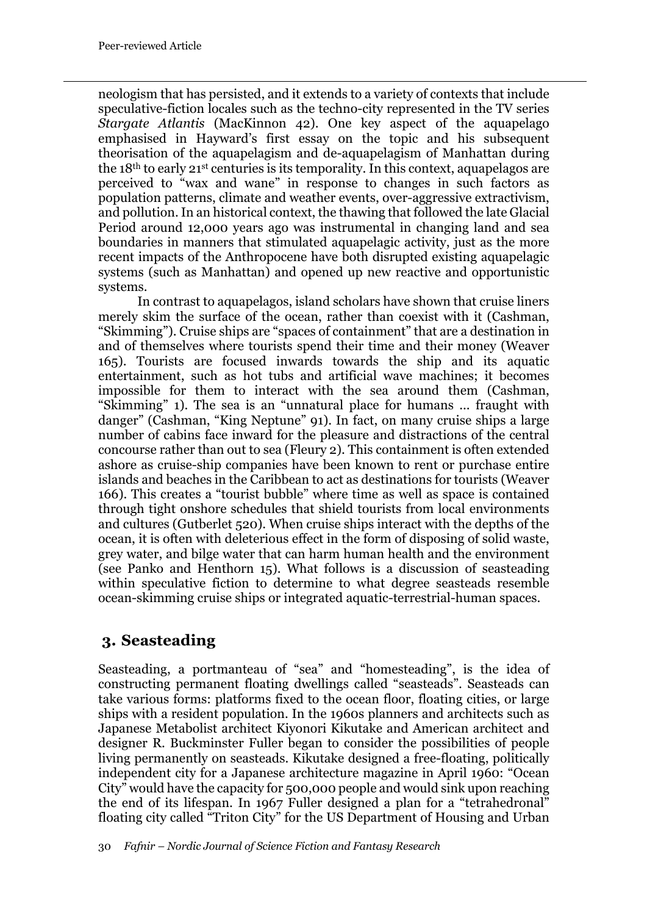neologism that has persisted, and it extends to a variety of contexts that include speculative-fiction locales such as the techno-city represented in the TV series *Stargate Atlantis* (MacKinnon 42). One key aspect of the aquapelago emphasised in Hayward's first essay on the topic and his subsequent theorisation of the aquapelagism and de-aquapelagism of Manhattan during the 18th to early 21st centuries is its temporality. In this context, aquapelagos are perceived to "wax and wane" in response to changes in such factors as population patterns, climate and weather events, over-aggressive extractivism, and pollution. In an historical context, the thawing that followed the late Glacial Period around 12,000 years ago was instrumental in changing land and sea boundaries in manners that stimulated aquapelagic activity, just as the more recent impacts of the Anthropocene have both disrupted existing aquapelagic systems (such as Manhattan) and opened up new reactive and opportunistic systems.

In contrast to aquapelagos, island scholars have shown that cruise liners merely skim the surface of the ocean, rather than coexist with it (Cashman, "Skimming"). Cruise ships are "spaces of containment" that are a destination in and of themselves where tourists spend their time and their money (Weaver 165). Tourists are focused inwards towards the ship and its aquatic entertainment, such as hot tubs and artificial wave machines; it becomes impossible for them to interact with the sea around them (Cashman, "Skimming" 1). The sea is an "unnatural place for humans … fraught with danger" (Cashman, "King Neptune" 91). In fact, on many cruise ships a large number of cabins face inward for the pleasure and distractions of the central concourse rather than out to sea (Fleury 2). This containment is often extended ashore as cruise-ship companies have been known to rent or purchase entire islands and beaches in the Caribbean to act as destinations for tourists (Weaver 166). This creates a "tourist bubble" where time as well as space is contained through tight onshore schedules that shield tourists from local environments and cultures (Gutberlet 520). When cruise ships interact with the depths of the ocean, it is often with deleterious effect in the form of disposing of solid waste, grey water, and bilge water that can harm human health and the environment (see Panko and Henthorn 15). What follows is a discussion of seasteading within speculative fiction to determine to what degree seasteads resemble ocean-skimming cruise ships or integrated aquatic-terrestrial-human spaces.

## 3. Seasteading

Seasteading, a portmanteau of "sea" and "homesteading", is the idea of constructing permanent floating dwellings called "seasteads". Seasteads can take various forms: platforms fixed to the ocean floor, floating cities, or large ships with a resident population. In the 1960s planners and architects such as Japanese Metabolist architect Kiyonori Kikutake and American architect and designer R. Buckminster Fuller began to consider the possibilities of people living permanently on seasteads. Kikutake designed a free-floating, politically independent city for a Japanese architecture magazine in April 1960: "Ocean City" would have the capacity for 500,000 people and would sink upon reaching the end of its lifespan. In 1967 Fuller designed a plan for a "tetrahedronal" floating city called "Triton City" for the US Department of Housing and Urban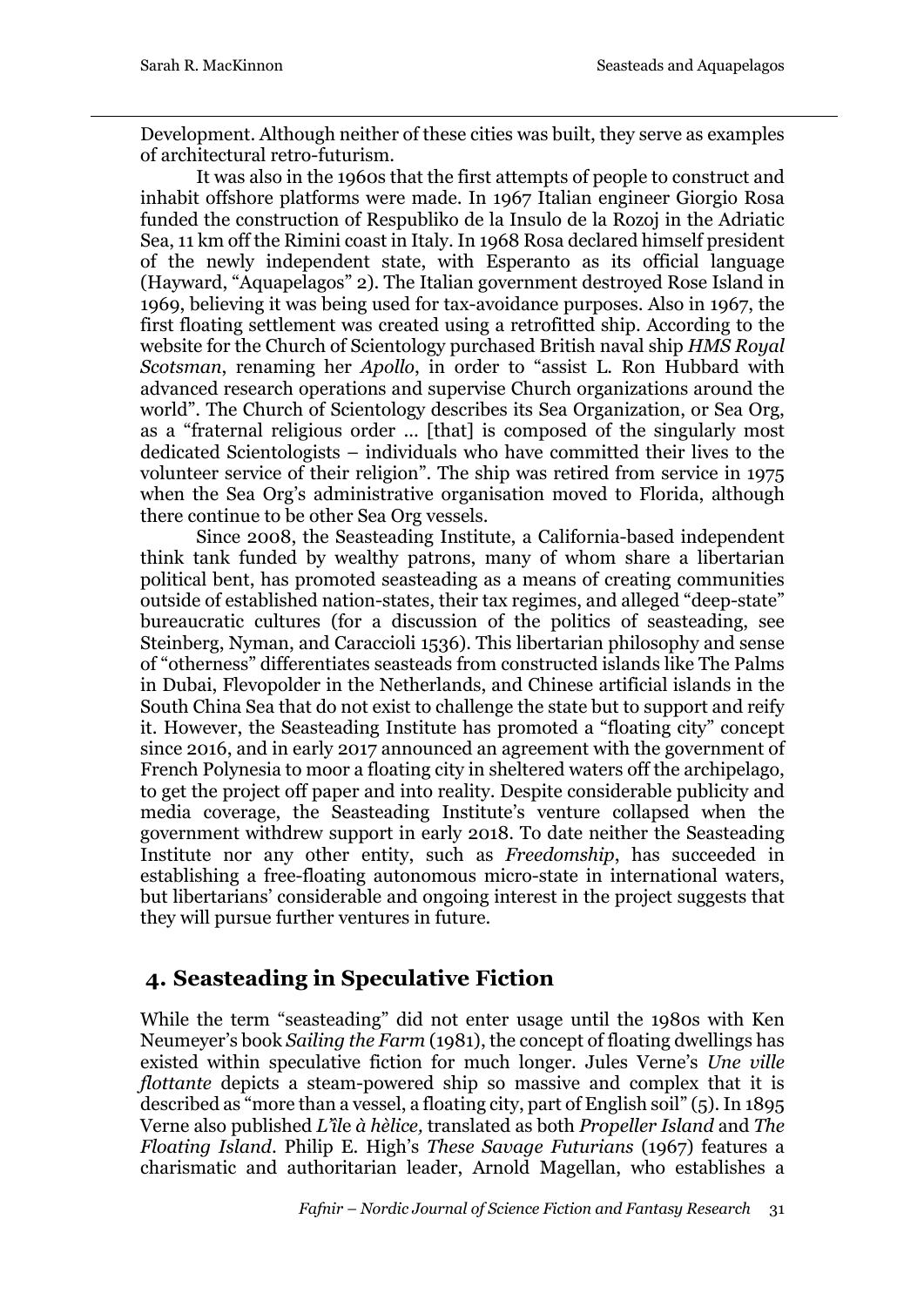Development. Although neither of these cities was built, they serve as examples of architectural retro-futurism.

It was also in the 1960s that the first attempts of people to construct and inhabit offshore platforms were made. In 1967 Italian engineer Giorgio Rosa funded the construction of Respubliko de la Insulo de la Rozoj in the Adriatic Sea, 11 km off the Rimini coast in Italy. In 1968 Rosa declared himself president of the newly independent state, with Esperanto as its official language (Hayward, "Aquapelagos" 2). The Italian government destroyed Rose Island in 1969, believing it was being used for tax-avoidance purposes. Also in 1967, the first floating settlement was created using a retrofitted ship. According to the website for the Church of Scientology purchased British naval ship *HMS Royal Scotsman*, renaming her *Apollo*, in order to "assist L. Ron Hubbard with advanced research operations and supervise Church organizations around the world". The Church of Scientology describes its Sea Organization, or Sea Org, as a "fraternal religious order … [that] is composed of the singularly most dedicated Scientologists – individuals who have committed their lives to the volunteer service of their religion". The ship was retired from service in 1975 when the Sea Org's administrative organisation moved to Florida, although there continue to be other Sea Org vessels.

Since 2008, the Seasteading Institute, a California-based independent think tank funded by wealthy patrons, many of whom share a libertarian political bent, has promoted seasteading as a means of creating communities outside of established nation-states, their tax regimes, and alleged "deep-state" bureaucratic cultures (for a discussion of the politics of seasteading, see Steinberg, Nyman, and Caraccioli 1536). This libertarian philosophy and sense of "otherness" differentiates seasteads from constructed islands like The Palms in Dubai, Flevopolder in the Netherlands, and Chinese artificial islands in the South China Sea that do not exist to challenge the state but to support and reify it. However, the Seasteading Institute has promoted a "floating city" concept since 2016, and in early 2017 announced an agreement with the government of French Polynesia to moor a floating city in sheltered waters off the archipelago, to get the project off paper and into reality. Despite considerable publicity and media coverage, the Seasteading Institute's venture collapsed when the government withdrew support in early 2018. To date neither the Seasteading Institute nor any other entity, such as *Freedomship*, has succeeded in establishing a free-floating autonomous micro-state in international waters, but libertarians' considerable and ongoing interest in the project suggests that they will pursue further ventures in future.

## 4. Seasteading in Speculative Fiction

While the term "seasteading" did not enter usage until the 1980s with Ken Neumeyer's book *Sailing the Farm* (1981), the concept of floating dwellings has existed within speculative fiction for much longer. Jules Verne's *Une ville flottante* depicts a steam-powered ship so massive and complex that it is described as "more than a vessel, a floating city, part of English soil" (5). In 1895 Verne also published *L'île à hèlice,* translated as both *Propeller Island* and *The Floating Island*. Philip E. High's *These Savage Futurians* (1967) features a charismatic and authoritarian leader, Arnold Magellan, who establishes a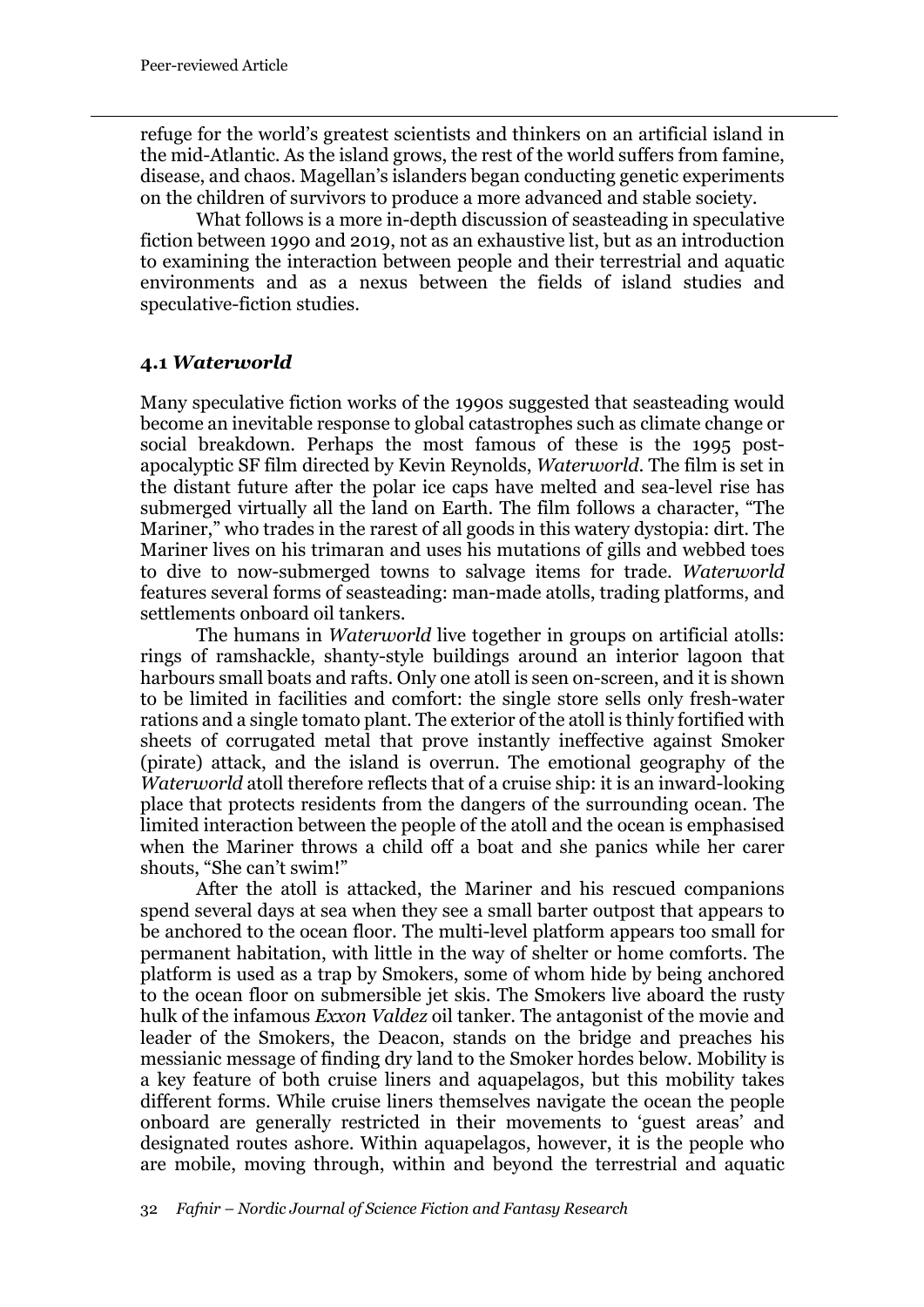refuge for the world's greatest scientists and thinkers on an artificial island in the mid-Atlantic. As the island grows, the rest of the world suffers from famine, disease, and chaos. Magellan's islanders began conducting genetic experiments on the children of survivors to produce a more advanced and stable society.

What follows is a more in-depth discussion of seasteading in speculative fiction between 1990 and 2019, not as an exhaustive list, but as an introduction to examining the interaction between people and their terrestrial and aquatic environments and as a nexus between the fields of island studies and speculative-fiction studies.

### 4.1 *Waterworld*

Many speculative fiction works of the 1990s suggested that seasteading would become an inevitable response to global catastrophes such as climate change or social breakdown. Perhaps the most famous of these is the 1995 post-apocalyptic SF film directed by Kevin Reynolds, *Waterworld*. The film is set in the distant future after the polar ice caps have melted and sea-level rise has submerged virtually all the land on Earth. The film follows a character, "The Mariner," who trades in the rarest of all goods in this watery dystopia: dirt. The Mariner lives on his trimaran and uses his mutations of gills and webbed toes to dive to now-submerged towns to salvage items for trade. *Waterworld* features several forms of seasteading: man-made atolls, trading platforms, and settlements onboard oil tankers.

The humans in *Waterworld* live together in groups on artificial atolls: rings of ramshackle, shanty-style buildings around an interior lagoon that harbours small boats and rafts. Only one atoll is seen on-screen, and it is shown to be limited in facilities and comfort: the single store sells only fresh-water rations and a single tomato plant. The exterior of the atoll is thinly fortified with sheets of corrugated metal that prove instantly ineffective against Smoker (pirate) attack, and the island is overrun. The emotional geography of the *Waterworld* atoll therefore reflects that of a cruise ship: it is an inward-looking place that protects residents from the dangers of the surrounding ocean. The limited interaction between the people of the atoll and the ocean is emphasised when the Mariner throws a child off a boat and she panics while her carer shouts, "She can't swim!"

After the atoll is attacked, the Mariner and his rescued companions spend several days at sea when they see a small barter outpost that appears to be anchored to the ocean floor. The multi-level platform appears too small for permanent habitation, with little in the way of shelter or home comforts. The platform is used as a trap by Smokers, some of whom hide by being anchored to the ocean floor on submersible jet skis. The Smokers live aboard the rusty hulk of the infamous *Exxon Valdez* oil tanker. The antagonist of the movie and leader of the Smokers, the Deacon, stands on the bridge and preaches his messianic message of finding dry land to the Smoker hordes below. Mobility is a key feature of both cruise liners and aquapelagos, but this mobility takes different forms. While cruise liners themselves navigate the ocean the people onboard are generally restricted in their movements to 'guest areas' and designated routes ashore. Within aquapelagos, however, it is the people who are mobile, moving through, within and beyond the terrestrial and aquatic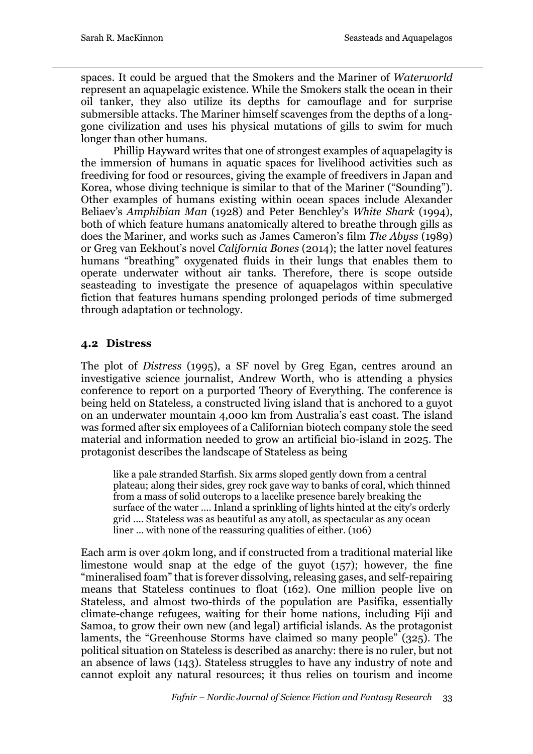spaces. It could be argued that the Smokers and the Mariner of *Waterworld* represent an aquapelagic existence. While the Smokers stalk the ocean in their oil tanker, they also utilize its depths for camouflage and for surprise submersible attacks. The Mariner himself scavenges from the depths of a long-gone civilization and uses his physical mutations of gills to swim for much longer than other humans.

Phillip Hayward writes that one of strongest examples of aquapelagity is the immersion of humans in aquatic spaces for livelihood activities such as freediving for food or resources, giving the example of freedivers in Japan and Korea, whose diving technique is similar to that of the Mariner ("Sounding"). Other examples of humans existing within ocean spaces include Alexander Beliaev's *Amphibian Man* (1928) and Peter Benchley's *White Shark* (1994), both of which feature humans anatomically altered to breathe through gills as does the Mariner, and works such as James Cameron's film *The Abyss* (1989) or Greg van Eekhout's novel *California Bones* (2014); the latter novel features humans "breathing" oxygenated fluids in their lungs that enables them to operate underwater without air tanks. Therefore, there is scope outside seasteading to investigate the presence of aquapelagos within speculative fiction that features humans spending prolonged periods of time submerged through adaptation or technology.

### 4.2 Distress

The plot of *Distress* (1995), a SF novel by Greg Egan, centres around an investigative science journalist, Andrew Worth, who is attending a physics conference to report on a purported Theory of Everything. The conference is being held on Stateless*,* a constructed living island that is anchored to a guyot on an underwater mountain 4,000 km from Australia's east coast. The island was formed after six employees of a Californian biotech company stole the seed material and information needed to grow an artificial bio-island in 2025. The protagonist describes the landscape of Stateless as being

> like a pale stranded Starfish. Six arms sloped gently down from a central plateau; along their sides, grey rock gave way to banks of coral, which thinned from a mass of solid outcrops to a lacelike presence barely breaking the surface of the water .... Inland a sprinkling of lights hinted at the city's orderly grid .... Stateless was as beautiful as any atoll, as spectacular as any ocean liner ... with none of the reassuring qualities of either. (106)

Each arm is over 40km long, and if constructed from a traditional material like limestone would snap at the edge of the guyot (157); however, the fine "mineralised foam" that is forever dissolving, releasing gases, and self-repairing means that Stateless continues to float (162). One million people live on Stateless, and almost two-thirds of the population are Pasifika, essentially climate-change refugees, waiting for their home nations, including Fiji and Samoa, to grow their own new (and legal) artificial islands. As the protagonist laments, the "Greenhouse Storms have claimed so many people" (325). The political situation on Stateless is described as anarchy: there is no ruler, but not an absence of laws (143). Stateless struggles to have any industry of note and cannot exploit any natural resources; it thus relies on tourism and income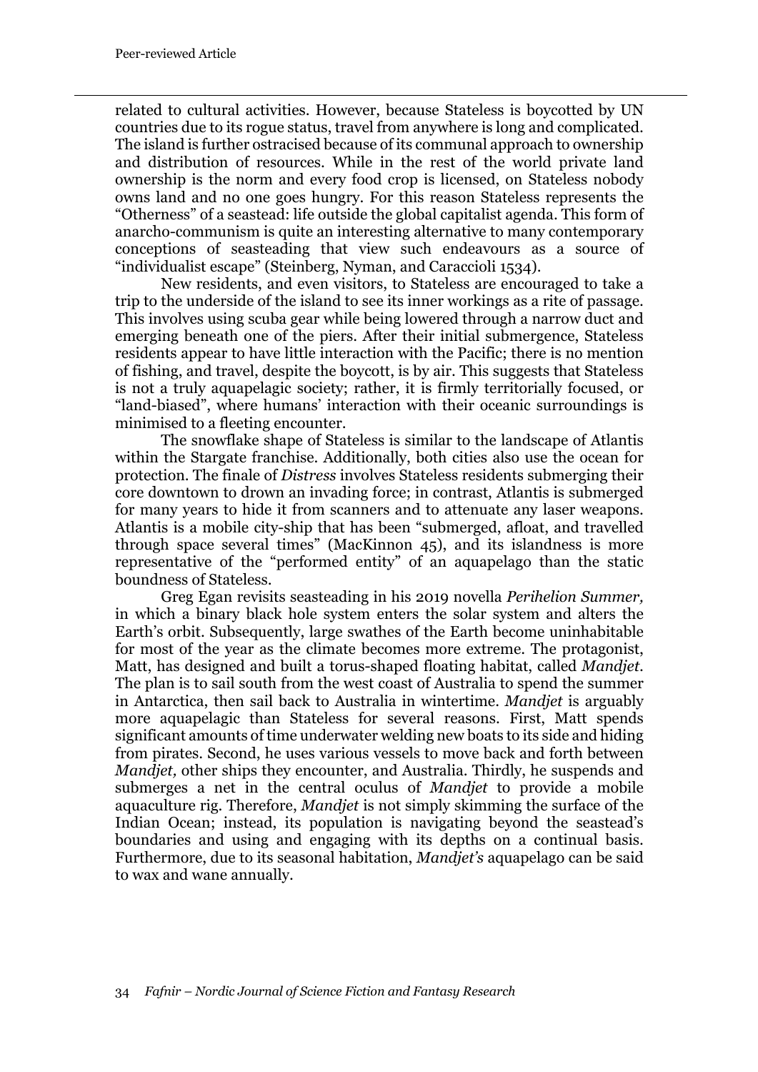related to cultural activities. However, because Stateless is boycotted by UN countries due to its rogue status, travel from anywhere is long and complicated. The island is further ostracised because of its communal approach to ownership and distribution of resources. While in the rest of the world private land ownership is the norm and every food crop is licensed, on Stateless nobody owns land and no one goes hungry. For this reason Stateless represents the "Otherness" of a seastead: life outside the global capitalist agenda. This form of anarcho-communism is quite an interesting alternative to many contemporary conceptions of seasteading that view such endeavours as a source of "individualist escape" (Steinberg, Nyman, and Caraccioli 1534).

New residents, and even visitors, to Stateless are encouraged to take a trip to the underside of the island to see its inner workings as a rite of passage. This involves using scuba gear while being lowered through a narrow duct and emerging beneath one of the piers. After their initial submergence, Stateless residents appear to have little interaction with the Pacific; there is no mention of fishing, and travel, despite the boycott, is by air. This suggests that Stateless is not a truly aquapelagic society; rather, it is firmly territorially focused, or "land-biased", where humans' interaction with their oceanic surroundings is minimised to a fleeting encounter.

The snowflake shape of Stateless is similar to the landscape of Atlantis within the Stargate franchise. Additionally, both cities also use the ocean for protection. The finale of *Distress* involves Stateless residents submerging their core downtown to drown an invading force; in contrast, Atlantis is submerged for many years to hide it from scanners and to attenuate any laser weapons. Atlantis is a mobile city-ship that has been "submerged, afloat, and travelled through space several times" (MacKinnon 45), and its islandness is more representative of the "performed entity" of an aquapelago than the static boundness of Stateless.

Greg Egan revisits seasteading in his 2019 novella *Perihelion Summer,* in which a binary black hole system enters the solar system and alters the Earth's orbit. Subsequently, large swathes of the Earth become uninhabitable for most of the year as the climate becomes more extreme. The protagonist, Matt, has designed and built a torus-shaped floating habitat, called *Mandjet*. The plan is to sail south from the west coast of Australia to spend the summer in Antarctica, then sail back to Australia in wintertime. *Mandjet* is arguably more aquapelagic than Stateless for several reasons. First, Matt spends significant amounts of time underwater welding new boats to its side and hiding from pirates. Second, he uses various vessels to move back and forth between *Mandjet,* other ships they encounter, and Australia. Thirdly, he suspends and submerges a net in the central oculus of *Mandjet* to provide a mobile aquaculture rig. Therefore, *Mandjet* is not simply skimming the surface of the Indian Ocean; instead, its population is navigating beyond the seastead's boundaries and using and engaging with its depths on a continual basis. Furthermore, due to its seasonal habitation, *Mandjet's* aquapelago can be said to wax and wane annually.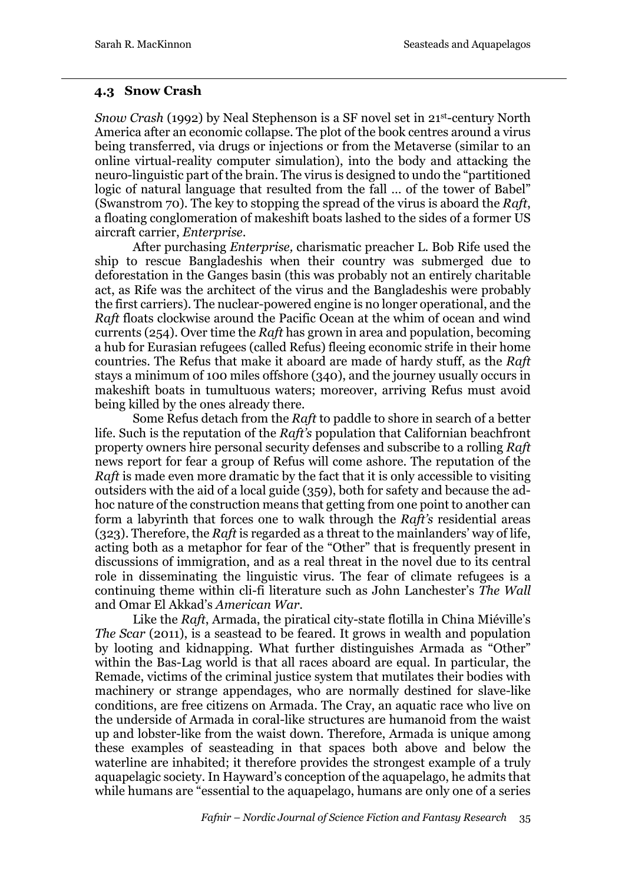### 4.3 Snow Crash

*Snow Crash* (1992) by Neal Stephenson is a SF novel set in 21st-century North America after an economic collapse. The plot of the book centres around a virus being transferred, via drugs or injections or from the Metaverse (similar to an online virtual-reality computer simulation), into the body and attacking the neuro-linguistic part of the brain. The virus is designed to undo the "partitioned logic of natural language that resulted from the fall … of the tower of Babel" (Swanstrom 70). The key to stopping the spread of the virus is aboard the *Raft*, a floating conglomeration of makeshift boats lashed to the sides of a former US aircraft carrier, *Enterprise*.

After purchasing *Enterprise,* charismatic preacher L. Bob Rife used the ship to rescue Bangladeshis when their country was submerged due to deforestation in the Ganges basin (this was probably not an entirely charitable act, as Rife was the architect of the virus and the Bangladeshis were probably the first carriers). The nuclear-powered engine is no longer operational, and the *Raft* floats clockwise around the Pacific Ocean at the whim of ocean and wind currents (254). Over time the *Raft* has grown in area and population, becoming a hub for Eurasian refugees (called Refus) fleeing economic strife in their home countries. The Refus that make it aboard are made of hardy stuff, as the *Raft* stays a minimum of 100 miles offshore (340), and the journey usually occurs in makeshift boats in tumultuous waters; moreover, arriving Refus must avoid being killed by the ones already there.

Some Refus detach from the *Raft* to paddle to shore in search of a better life. Such is the reputation of the *Raft's* population that Californian beachfront property owners hire personal security defenses and subscribe to a rolling *Raft* news report for fear a group of Refus will come ashore. The reputation of the *Raft* is made even more dramatic by the fact that it is only accessible to visiting outsiders with the aid of a local guide (359), both for safety and because the ad-hoc nature of the construction means that getting from one point to another can form a labyrinth that forces one to walk through the *Raft's* residential areas (323). Therefore, the *Raft* is regarded as a threat to the mainlanders' way of life, acting both as a metaphor for fear of the "Other" that is frequently present in discussions of immigration, and as a real threat in the novel due to its central role in disseminating the linguistic virus. The fear of climate refugees is a continuing theme within cli-fi literature such as John Lanchester's *The Wall* and Omar El Akkad's *American War*.

Like the *Raft*, Armada, the piratical city-state flotilla in China Miéville's *The Scar* (2011), is a seastead to be feared. It grows in wealth and population by looting and kidnapping. What further distinguishes Armada as "Other" within the Bas-Lag world is that all races aboard are equal. In particular, the Remade, victims of the criminal justice system that mutilates their bodies with machinery or strange appendages, who are normally destined for slave-like conditions, are free citizens on Armada. The Cray, an aquatic race who live on the underside of Armada in coral-like structures are humanoid from the waist up and lobster-like from the waist down. Therefore, Armada is unique among these examples of seasteading in that spaces both above and below the waterline are inhabited; it therefore provides the strongest example of a truly aquapelagic society. In Hayward's conception of the aquapelago, he admits that while humans are "essential to the aquapelago, humans are only one of a series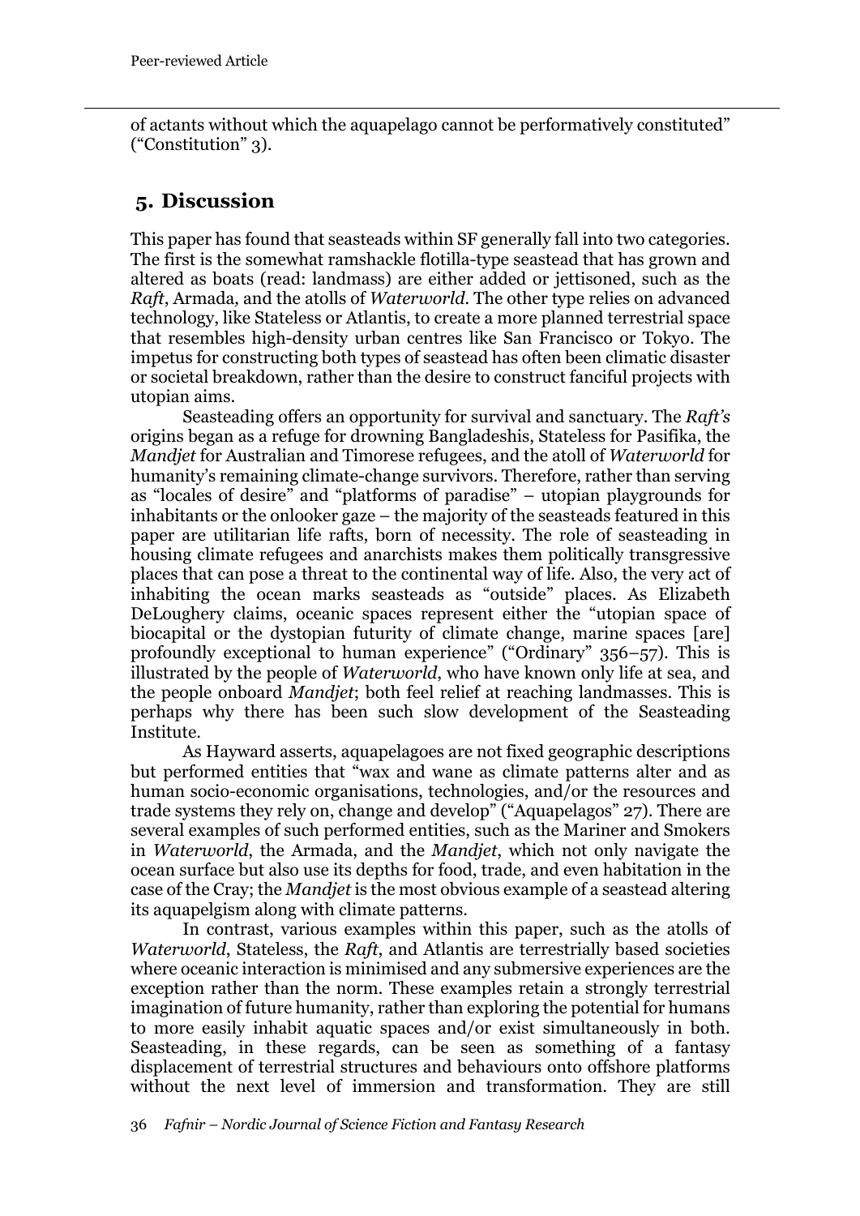of actants without which the aquapelago cannot be performatively constituted" ("Constitution" 3).

## 5. Discussion

This paper has found that seasteads within SF generally fall into two categories. The first is the somewhat ramshackle flotilla-type seastead that has grown and altered as boats (read: landmass) are either added or jettisoned, such as the *Raft*, Armada, and the atolls of *Waterworld*. The other type relies on advanced technology, like Stateless or Atlantis, to create a more planned terrestrial space that resembles high-density urban centres like San Francisco or Tokyo. The impetus for constructing both types of seastead has often been climatic disaster or societal breakdown, rather than the desire to construct fanciful projects with utopian aims.

Seasteading offers an opportunity for survival and sanctuary. The *Raft's* origins began as a refuge for drowning Bangladeshis, Stateless for Pasifika, the *Mandjet* for Australian and Timorese refugees, and the atoll of *Waterworld* for humanity's remaining climate-change survivors. Therefore, rather than serving as "locales of desire" and "platforms of paradise" – utopian playgrounds for inhabitants or the onlooker gaze – the majority of the seasteads featured in this paper are utilitarian life rafts, born of necessity. The role of seasteading in housing climate refugees and anarchists makes them politically transgressive places that can pose a threat to the continental way of life. Also, the very act of inhabiting the ocean marks seasteads as "outside" places. As Elizabeth DeLoughery claims, oceanic spaces represent either the "utopian space of biocapital or the dystopian futurity of climate change, marine spaces [are] profoundly exceptional to human experience" ("Ordinary" 356–57). This is illustrated by the people of *Waterworld*, who have known only life at sea, and the people onboard *Mandjet*; both feel relief at reaching landmasses. This is perhaps why there has been such slow development of the Seasteading Institute.

As Hayward asserts, aquapelagoes are not fixed geographic descriptions but performed entities that "wax and wane as climate patterns alter and as human socio-economic organisations, technologies, and/or the resources and trade systems they rely on, change and develop" ("Aquapelagos" 27). There are several examples of such performed entities, such as the Mariner and Smokers in *Waterworld*, the Armada, and the *Mandjet*, which not only navigate the ocean surface but also use its depths for food, trade, and even habitation in the case of the Cray; the *Mandjet* is the most obvious example of a seastead altering its aquapelgism along with climate patterns.

In contrast, various examples within this paper, such as the atolls of *Waterworld*, Stateless, the *Raft*, and Atlantis are terrestrially based societies where oceanic interaction is minimised and any submersive experiences are the exception rather than the norm. These examples retain a strongly terrestrial imagination of future humanity, rather than exploring the potential for humans to more easily inhabit aquatic spaces and/or exist simultaneously in both. Seasteading, in these regards, can be seen as something of a fantasy displacement of terrestrial structures and behaviours onto offshore platforms without the next level of immersion and transformation. They are still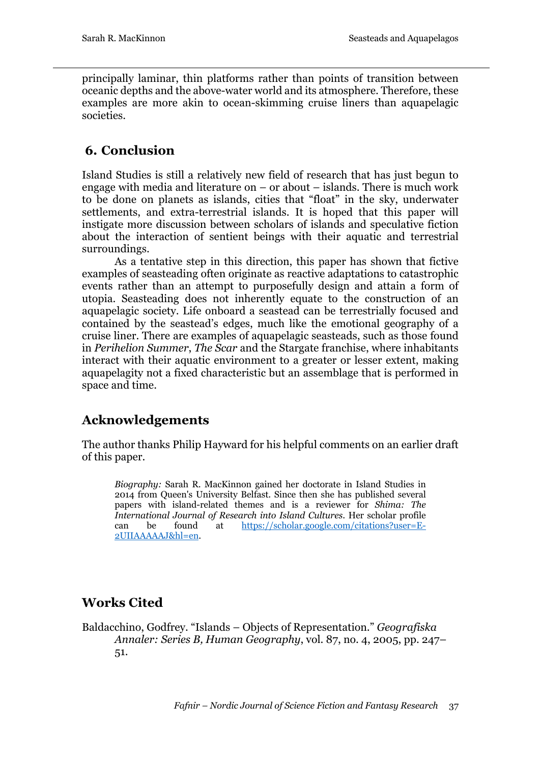principally laminar, thin platforms rather than points of transition between oceanic depths and the above-water world and its atmosphere. Therefore, these examples are more akin to ocean-skimming cruise liners than aquapelagic societies.

## 6. Conclusion

Island Studies is still a relatively new field of research that has just begun to engage with media and literature on – or about – islands. There is much work to be done on planets as islands, cities that "float" in the sky, underwater settlements, and extra-terrestrial islands. It is hoped that this paper will instigate more discussion between scholars of islands and speculative fiction about the interaction of sentient beings with their aquatic and terrestrial surroundings.

As a tentative step in this direction, this paper has shown that fictive examples of seasteading often originate as reactive adaptations to catastrophic events rather than an attempt to purposefully design and attain a form of utopia. Seasteading does not inherently equate to the construction of an aquapelagic society. Life onboard a seastead can be terrestrially focused and contained by the seastead's edges, much like the emotional geography of a cruise liner. There are examples of aquapelagic seasteads, such as those found in *Perihelion Summer*, *The Scar* and the Stargate franchise, where inhabitants interact with their aquatic environment to a greater or lesser extent, making aquapelagity not a fixed characteristic but an assemblage that is performed in space and time.

## Acknowledgements

The author thanks Philip Hayward for his helpful comments on an earlier draft of this paper.

> *Biography:* Sarah R. MacKinnon gained her doctorate in Island Studies in 2014 from Queen's University Belfast. Since then she has published several papers with island-related themes and is a reviewer for *Shima: The International Journal of Research into Island Cultures*. Her scholar profile can be found at https://scholar.google.com/citations?user=E-2UIIAAAAAJ&hl=en.

## Works Cited

Baldacchino, Godfrey. "Islands – Objects of Representation." *Geografiska Annaler: Series B, Human Geography*, vol. 87, no. 4, 2005, pp. 247–51.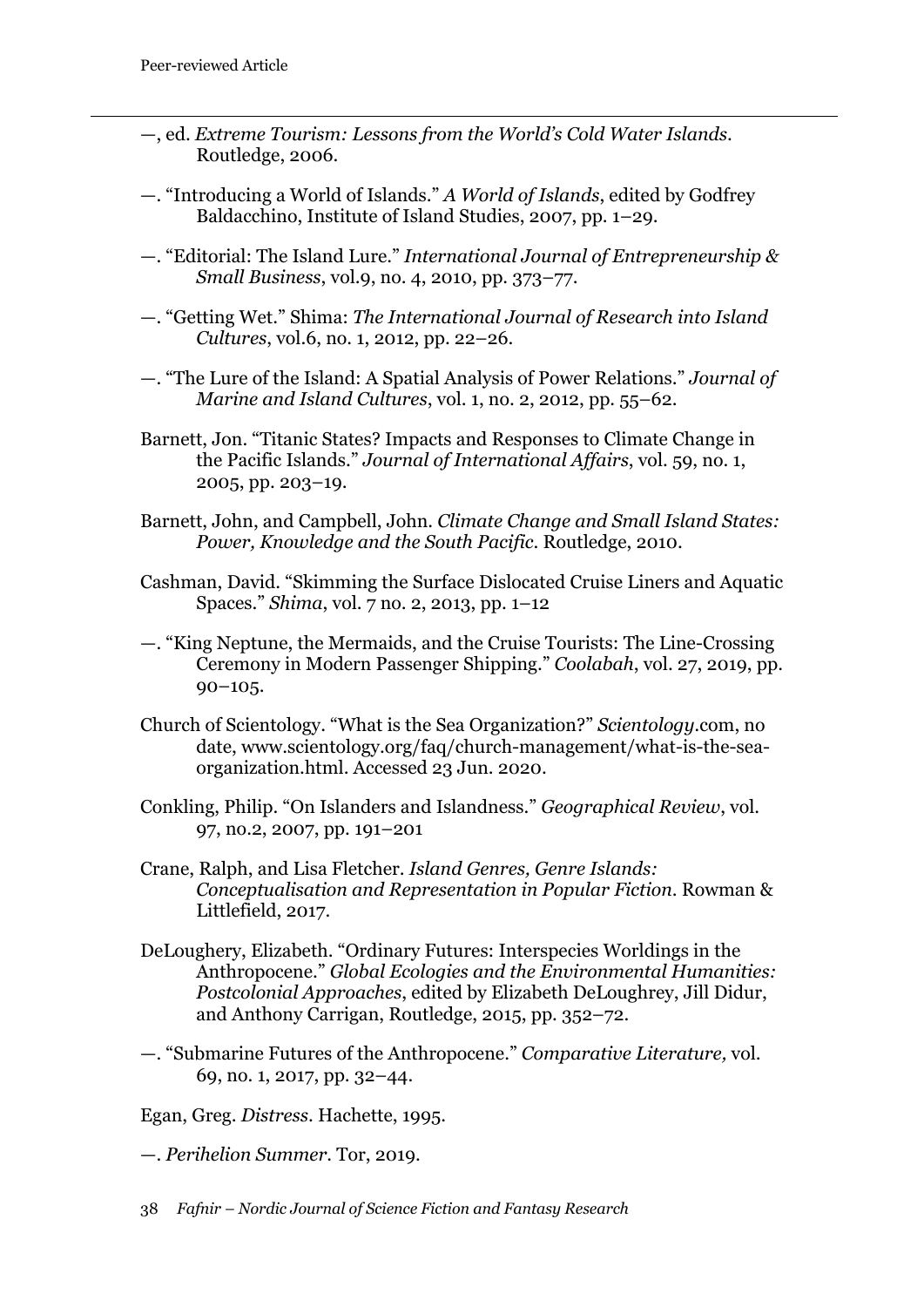—, ed. *Extreme Tourism: Lessons from the World's Cold Water Islands*. Routledge, 2006.

—. "Introducing a World of Islands." *A World of Islands*, edited by Godfrey Baldacchino, Institute of Island Studies, 2007, pp. 1–29.

—. "Editorial: The Island Lure." *International Journal of Entrepreneurship & Small Business*, vol.9, no. 4, 2010, pp. 373–77.

—. "Getting Wet." Shima: *The International Journal of Research into Island Cultures*, vol.6, no. 1, 2012, pp. 22–26.

—. "The Lure of the Island: A Spatial Analysis of Power Relations." *Journal of Marine and Island Cultures*, vol. 1, no. 2, 2012, pp. 55–62.

Barnett, Jon. "Titanic States? Impacts and Responses to Climate Change in the Pacific Islands." *Journal of International Affairs*, vol. 59, no. 1, 2005, pp. 203–19.

Barnett, John, and Campbell, John. *Climate Change and Small Island States: Power, Knowledge and the South Pacific*. Routledge, 2010.

Cashman, David. "Skimming the Surface Dislocated Cruise Liners and Aquatic Spaces." *Shima*, vol. 7 no. 2, 2013, pp. 1–12

—. "King Neptune, the Mermaids, and the Cruise Tourists: The Line-Crossing Ceremony in Modern Passenger Shipping." *Coolabah*, vol. 27, 2019, pp. 90–105.

Church of Scientology. "What is the Sea Organization?" *Scientology*.com, no date, www.scientology.org/faq/church-management/what-is-the-sea-organization.html. Accessed 23 Jun. 2020.

Conkling, Philip. "On Islanders and Islandness." *Geographical Review*, vol. 97, no.2, 2007, pp. 191–201

Crane, Ralph, and Lisa Fletcher. *Island Genres, Genre Islands: Conceptualisation and Representation in Popular Fiction*. Rowman & Littlefield, 2017.

DeLoughery, Elizabeth. "Ordinary Futures: Interspecies Worldings in the Anthropocene." *Global Ecologies and the Environmental Humanities: Postcolonial Approaches*, edited by Elizabeth DeLoughrey, Jill Didur, and Anthony Carrigan, Routledge, 2015, pp. 352–72.

—. "Submarine Futures of the Anthropocene." *Comparative Literature*, vol. 69, no. 1, 2017, pp. 32–44.

Egan, Greg. *Distress*. Hachette, 1995.

—. *Perihelion Summer*. Tor, 2019.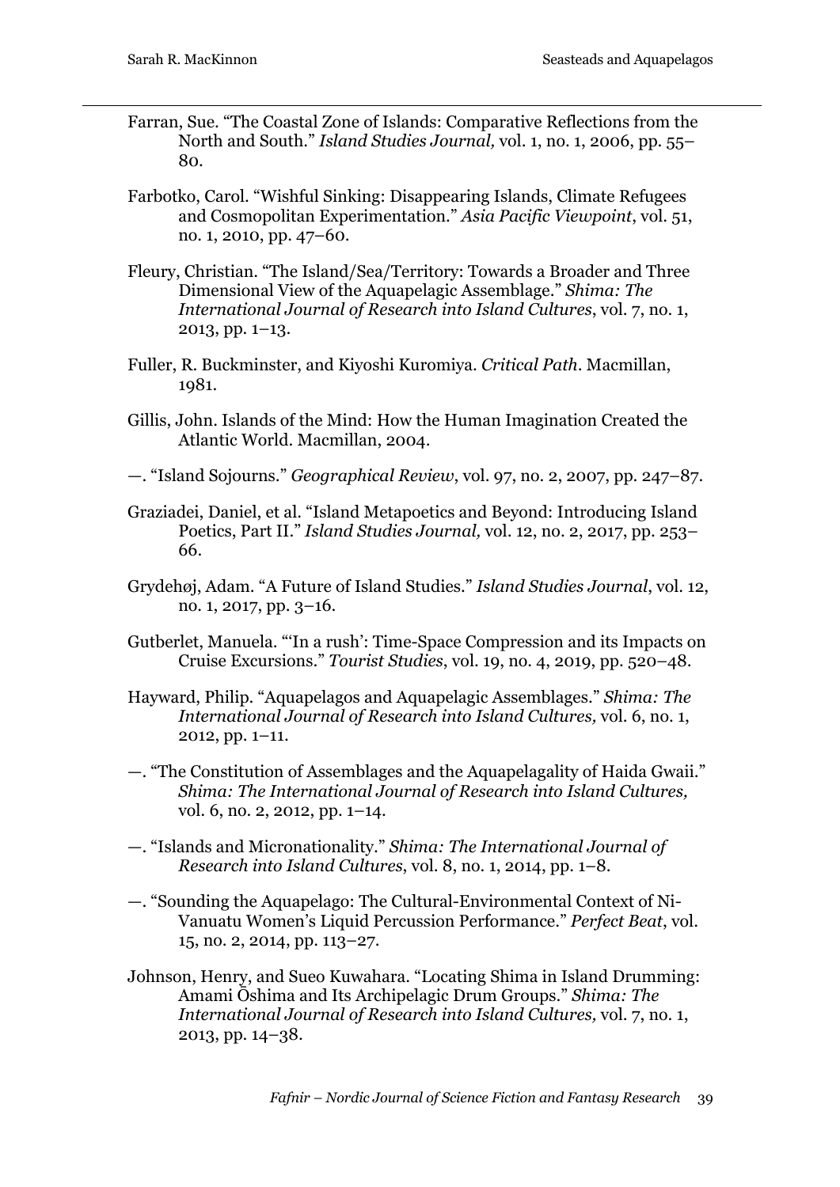Farran, Sue. "The Coastal Zone of Islands: Comparative Reflections from the North and South." *Island Studies Journal,* vol. 1, no. 1, 2006, pp. 55–80.

Farbotko, Carol. "Wishful Sinking: Disappearing Islands, Climate Refugees and Cosmopolitan Experimentation." *Asia Pacific Viewpoint*, vol. 51, no. 1, 2010, pp. 47–60.

Fleury, Christian. "The Island/Sea/Territory: Towards a Broader and Three Dimensional View of the Aquapelagic Assemblage." *Shima: The International Journal of Research into Island Cultures*, vol. 7, no. 1, 2013, pp. 1–13.

Fuller, R. Buckminster, and Kiyoshi Kuromiya. *Critical Path*. Macmillan, 1981.

Gillis, John. Islands of the Mind: How the Human Imagination Created the Atlantic World. Macmillan, 2004.

—. "Island Sojourns." *Geographical Review*, vol. 97, no. 2, 2007, pp. 247–87.

Graziadei, Daniel, et al. "Island Metapoetics and Beyond: Introducing Island Poetics, Part II." *Island Studies Journal,* vol. 12, no. 2, 2017, pp. 253–66.

Grydehøj, Adam. "A Future of Island Studies." *Island Studies Journal*, vol. 12, no. 1, 2017, pp. 3–16.

Gutberlet, Manuela. "'In a rush': Time-Space Compression and its Impacts on Cruise Excursions." *Tourist Studies*, vol. 19, no. 4, 2019, pp. 520–48.

Hayward, Philip. "Aquapelagos and Aquapelagic Assemblages." *Shima: The International Journal of Research into Island Cultures,* vol. 6, no. 1, 2012, pp. 1–11.

—. "The Constitution of Assemblages and the Aquapelagality of Haida Gwaii." *Shima: The International Journal of Research into Island Cultures,* vol. 6, no. 2, 2012, pp. 1–14.

—. "Islands and Micronationality." *Shima: The International Journal of Research into Island Cultures*, vol. 8, no. 1, 2014, pp. 1–8.

—. "Sounding the Aquapelago: The Cultural-Environmental Context of Ni-Vanuatu Women's Liquid Percussion Performance." *Perfect Beat*, vol. 15, no. 2, 2014, pp. 113–27.

Johnson, Henry, and Sueo Kuwahara. "Locating Shima in Island Drumming: Amami Ōshima and Its Archipelagic Drum Groups." *Shima: The International Journal of Research into Island Cultures,* vol. 7, no. 1, 2013, pp. 14–38.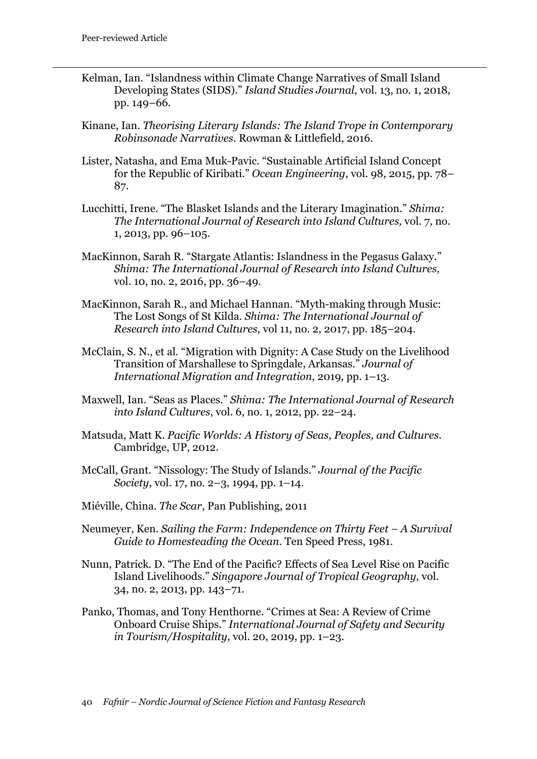Kelman, Ian. "Islandness within Climate Change Narratives of Small Island Developing States (SIDS)." *Island Studies Journal*, vol. 13, no. 1, 2018, pp. 149–66.

Kinane, Ian. *Theorising Literary Islands: The Island Trope in Contemporary Robinsonade Narratives.* Rowman & Littlefield, 2016.

Lister, Natasha, and Ema Muk-Pavic. "Sustainable Artificial Island Concept for the Republic of Kiribati." *Ocean Engineering*, vol. 98, 2015, pp. 78–87.

Lucchitti, Irene. "The Blasket Islands and the Literary Imagination." *Shima: The International Journal of Research into Island Cultures,* vol. 7, no. 1, 2013, pp. 96–105.

MacKinnon, Sarah R. "Stargate Atlantis: Islandness in the Pegasus Galaxy." *Shima: The International Journal of Research into Island Cultures,* vol. 10, no. 2, 2016, pp. 36–49.

MacKinnon, Sarah R., and Michael Hannan. "Myth-making through Music: The Lost Songs of St Kilda. *Shima: The International Journal of Research into Island Cultures,* vol 11, no. 2, 2017, pp. 185–204.

McClain, S. N., et al. "Migration with Dignity: A Case Study on the Livelihood Transition of Marshallese to Springdale, Arkansas." *Journal of International Migration and Integration*, 2019, pp. 1–13.

Maxwell, Ian. "Seas as Places." *Shima: The International Journal of Research into Island Cultures*, vol. 6, no. 1, 2012, pp. 22–24.

Matsuda, Matt K. *Pacific Worlds: A History of Seas, Peoples, and Cultures*. Cambridge, UP, 2012.

McCall, Grant. "Nissology: The Study of Islands." *Journal of the Pacific Society*, vol. 17, no. 2–3, 1994, pp. 1–14.

Miéville, China. *The Scar*, Pan Publishing, 2011

Neumeyer, Ken. *Sailing the Farm: Independence on Thirty Feet – A Survival Guide to Homesteading the Ocean*. Ten Speed Press, 1981.

Nunn, Patrick. D. "The End of the Pacific? Effects of Sea Level Rise on Pacific Island Livelihoods." *Singapore Journal of Tropical Geography*, vol. 34, no. 2, 2013, pp. 143–71.

Panko, Thomas, and Tony Henthorne. "Crimes at Sea: A Review of Crime Onboard Cruise Ships." *International Journal of Safety and Security in Tourism/Hospitality,* vol. 20, 2019, pp. 1–23.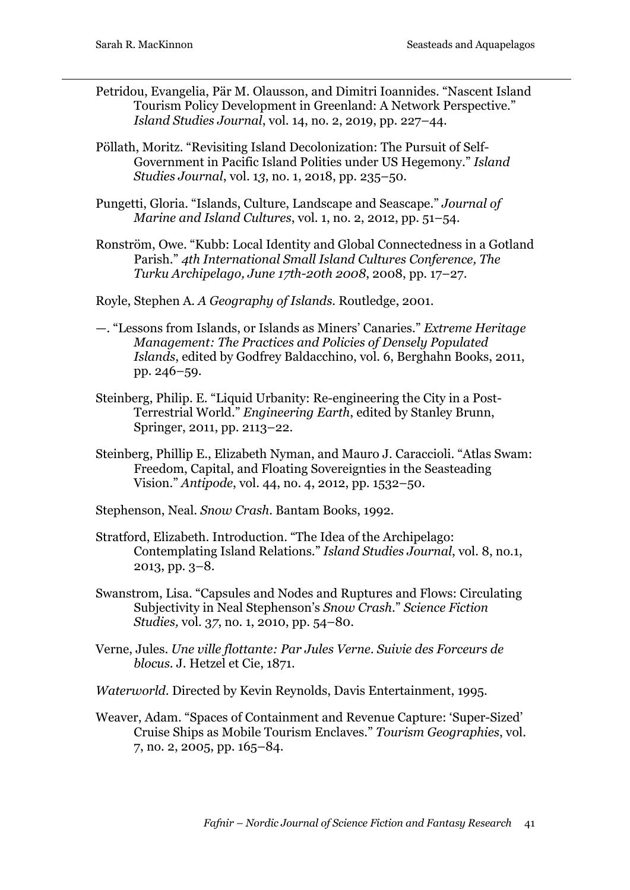Petridou, Evangelia, Pär M. Olausson, and Dimitri Ioannides. "Nascent Island Tourism Policy Development in Greenland: A Network Perspective." *Island Studies Journal*, vol. 14, no. 2, 2019, pp. 227–44.

Pöllath, Moritz. "Revisiting Island Decolonization: The Pursuit of Self-Government in Pacific Island Polities under US Hegemony." *Island Studies Journal*, vol. 13, no. 1, 2018, pp. 235–50.

Pungetti, Gloria. "Islands, Culture, Landscape and Seascape." *Journal of Marine and Island Cultures*, vol. 1, no. 2, 2012, pp. 51–54.

Ronström, Owe. "Kubb: Local Identity and Global Connectedness in a Gotland Parish." *4th International Small Island Cultures Conference, The Turku Archipelago, June 17th-20th 2008*, 2008, pp. 17–27.

Royle, Stephen A. *A Geography of Islands*. Routledge, 2001.

—. "Lessons from Islands, or Islands as Miners' Canaries." *Extreme Heritage Management: The Practices and Policies of Densely Populated Islands*, edited by Godfrey Baldacchino, vol. 6, Berghahn Books, 2011, pp. 246–59.

Steinberg, Philip. E. "Liquid Urbanity: Re-engineering the City in a Post-Terrestrial World." *Engineering Earth*, edited by Stanley Brunn, Springer, 2011, pp. 2113–22.

Steinberg, Phillip E., Elizabeth Nyman, and Mauro J. Caraccioli. "Atlas Swam: Freedom, Capital, and Floating Sovereignties in the Seasteading Vision." *Antipode*, vol. 44, no. 4, 2012, pp. 1532–50.

Stephenson, Neal. *Snow Crash*. Bantam Books, 1992.

Stratford, Elizabeth. Introduction. "The Idea of the Archipelago: Contemplating Island Relations." *Island Studies Journal*, vol. 8, no.1, 2013, pp. 3–8.

Swanstrom, Lisa. "Capsules and Nodes and Ruptures and Flows: Circulating Subjectivity in Neal Stephenson's *Snow Crash*." *Science Fiction Studies,* vol. 37, no. 1, 2010, pp. 54–80.

Verne, Jules. *Une ville flottante: Par Jules Verne. Suivie des Forceurs de blocus*. J. Hetzel et Cie, 1871.

*Waterworld*. Directed by Kevin Reynolds, Davis Entertainment, 1995.

Weaver, Adam. "Spaces of Containment and Revenue Capture: 'Super-Sized' Cruise Ships as Mobile Tourism Enclaves." *Tourism Geographies*, vol. 7, no. 2, 2005, pp. 165–84.